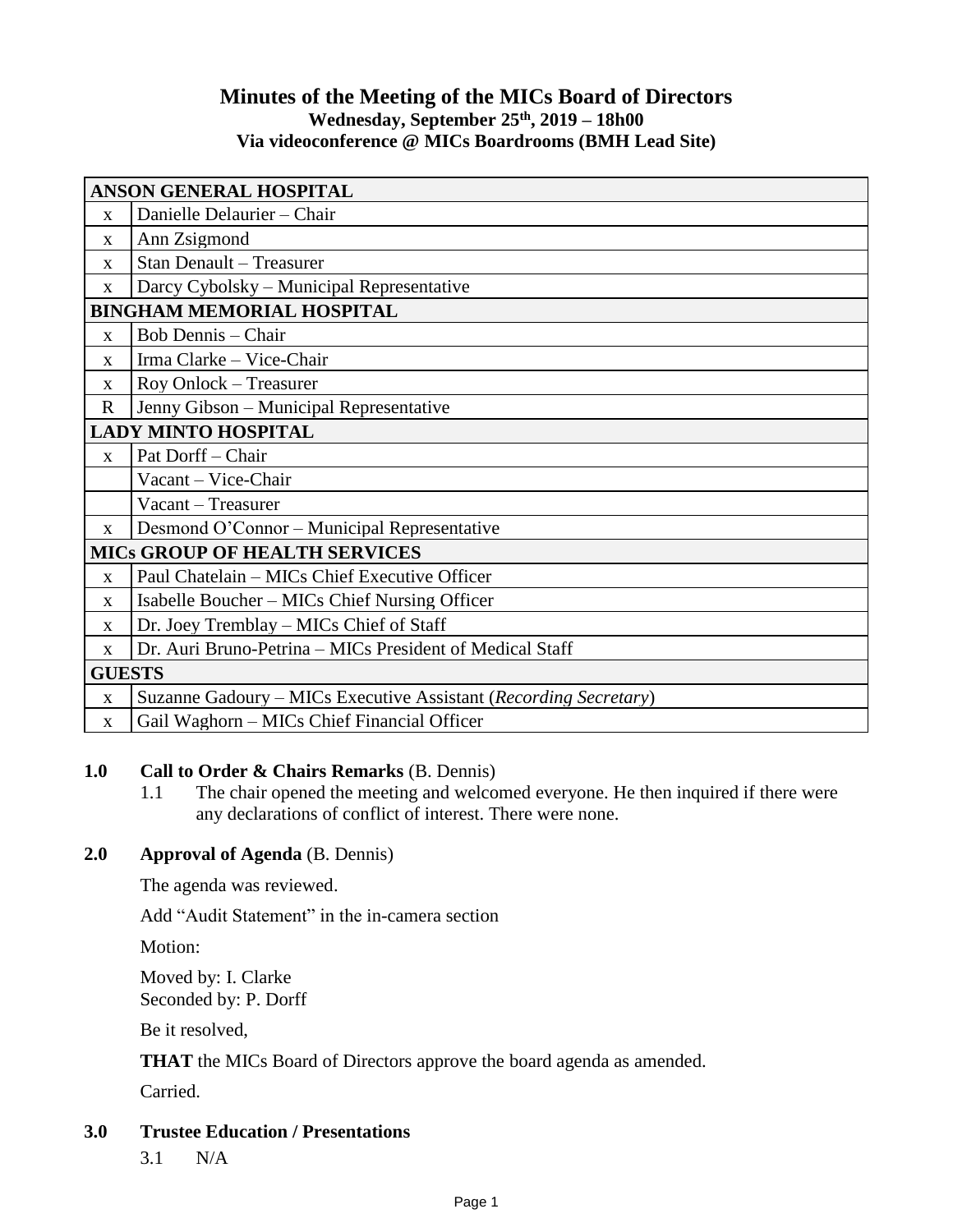# Minutes of the Meeting of the MICs Board of Directors

**Wednesday, September 25th, 2019 – 18h00**

**Via videoconference @ MICs Boardrooms (BMH Lead Site)**

| **ANSON GENERAL HOSPITAL** | |
|---|---|
| x | Danielle Delaurier – Chair |
| x | Ann Zsigmond |
| x | Stan Denault – Treasurer |
| x | Darcy Cybolsky – Municipal Representative |
| **BINGHAM MEMORIAL HOSPITAL** | |
| x | Bob Dennis – Chair |
| x | Irma Clarke – Vice-Chair |
| x | Roy Onlock – Treasurer |
| R | Jenny Gibson – Municipal Representative |
| **LADY MINTO HOSPITAL** | |
| x | Pat Dorff – Chair |
| | Vacant – Vice-Chair |
| | Vacant – Treasurer |
| x | Desmond O'Connor – Municipal Representative |
| **MICs GROUP OF HEALTH SERVICES** | |
| x | Paul Chatelain – MICs Chief Executive Officer |
| x | Isabelle Boucher – MICs Chief Nursing Officer |
| x | Dr. Joey Tremblay – MICs Chief of Staff |
| x | Dr. Auri Bruno-Petrina – MICs President of Medical Staff |
| **GUESTS** | |
| x | Suzanne Gadoury – MICs Executive Assistant (*Recording Secretary*) |
| x | Gail Waghorn – MICs Chief Financial Officer |

## 1.0 Call to Order & Chairs Remarks (B. Dennis)

1.1 The chair opened the meeting and welcomed everyone. He then inquired if there were any declarations of conflict of interest. There were none.

## 2.0 Approval of Agenda (B. Dennis)

The agenda was reviewed.

Add "Audit Statement" in the in-camera section

Motion:

Moved by: I. Clarke
Seconded by: P. Dorff

Be it resolved,

**THAT** the MICs Board of Directors approve the board agenda as amended.

Carried.

## 3.0 Trustee Education / Presentations

3.1 N/A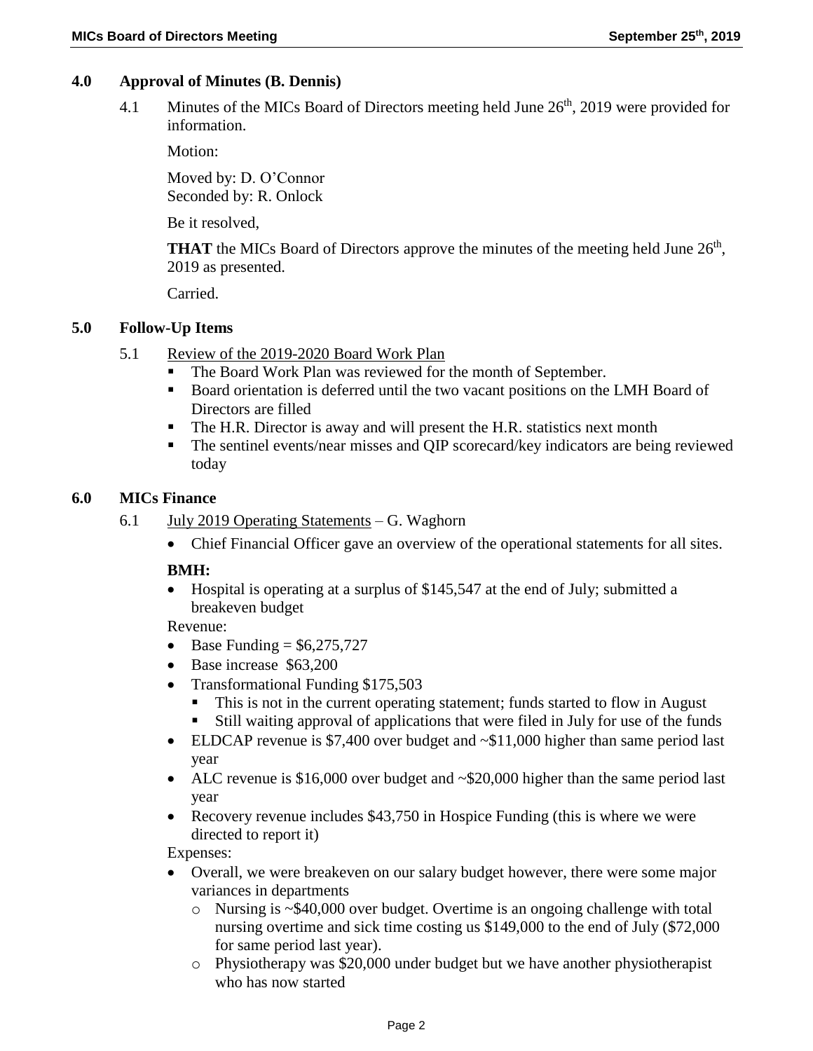## 4.0 Approval of Minutes (B. Dennis)

4.1 Minutes of the MICs Board of Directors meeting held June 26th, 2019 were provided for information.

Motion:

Moved by: D. O'Connor
Seconded by: R. Onlock

Be it resolved,

**THAT** the MICs Board of Directors approve the minutes of the meeting held June 26th, 2019 as presented.

Carried.

## 5.0 Follow-Up Items

5.1 Review of the 2019-2020 Board Work Plan

- The Board Work Plan was reviewed for the month of September.
- Board orientation is deferred until the two vacant positions on the LMH Board of Directors are filled
- The H.R. Director is away and will present the H.R. statistics next month
- The sentinel events/near misses and QIP scorecard/key indicators are being reviewed today

## 6.0 MICs Finance

6.1 July 2019 Operating Statements – G. Waghorn

- Chief Financial Officer gave an overview of the operational statements for all sites.

**BMH:**

- Hospital is operating at a surplus of $145,547 at the end of July; submitted a breakeven budget

Revenue:

- Base Funding = $6,275,727
- Base increase $63,200
- Transformational Funding $175,503
  - This is not in the current operating statement; funds started to flow in August
  - Still waiting approval of applications that were filed in July for use of the funds
- ELDCAP revenue is $7,400 over budget and ~$11,000 higher than same period last year
- ALC revenue is $16,000 over budget and ~$20,000 higher than the same period last year
- Recovery revenue includes $43,750 in Hospice Funding (this is where we were directed to report it)

Expenses:

- Overall, we were breakeven on our salary budget however, there were some major variances in departments
  - Nursing is ~$40,000 over budget. Overtime is an ongoing challenge with total nursing overtime and sick time costing us $149,000 to the end of July ($72,000 for same period last year).
  - Physiotherapy was $20,000 under budget but we have another physiotherapist who has now started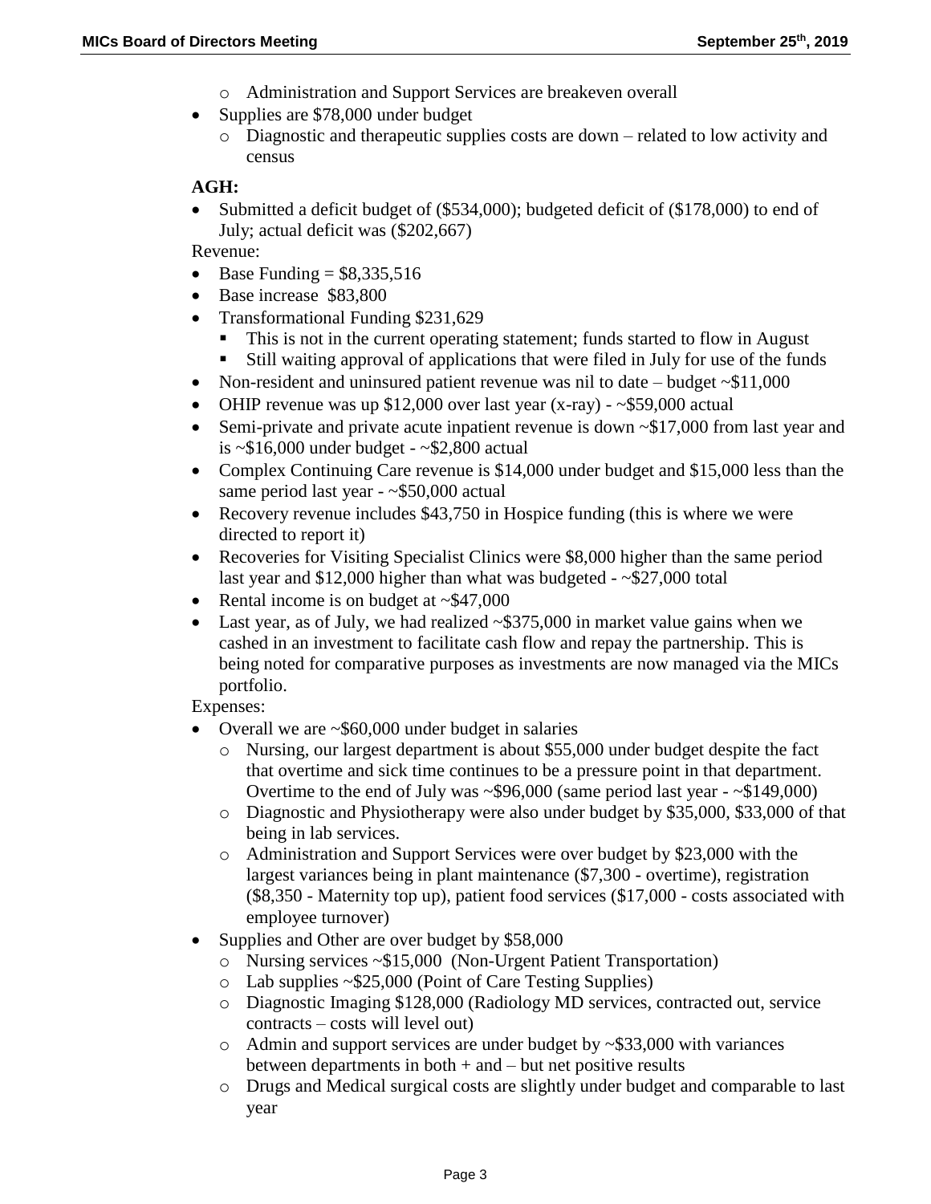- Administration and Support Services are breakeven overall
- Supplies are $78,000 under budget
  - Diagnostic and therapeutic supplies costs are down – related to low activity and census

**AGH:**

- Submitted a deficit budget of ($534,000); budgeted deficit of ($178,000) to end of July; actual deficit was ($202,667)

Revenue:

- Base Funding = $8,335,516
- Base increase  $83,800
- Transformational Funding $231,629
  - This is not in the current operating statement; funds started to flow in August
  - Still waiting approval of applications that were filed in July for use of the funds
- Non-resident and uninsured patient revenue was nil to date – budget ~$11,000
- OHIP revenue was up $12,000 over last year (x-ray) - ~$59,000 actual
- Semi-private and private acute inpatient revenue is down ~$17,000 from last year and is ~$16,000 under budget - ~$2,800 actual
- Complex Continuing Care revenue is $14,000 under budget and $15,000 less than the same period last year - ~$50,000 actual
- Recovery revenue includes $43,750 in Hospice funding (this is where we were directed to report it)
- Recoveries for Visiting Specialist Clinics were $8,000 higher than the same period last year and $12,000 higher than what was budgeted - ~$27,000 total
- Rental income is on budget at ~$47,000
- Last year, as of July, we had realized ~$375,000 in market value gains when we cashed in an investment to facilitate cash flow and repay the partnership. This is being noted for comparative purposes as investments are now managed via the MICs portfolio.

Expenses:

- Overall we are ~$60,000 under budget in salaries
  - Nursing, our largest department is about $55,000 under budget despite the fact that overtime and sick time continues to be a pressure point in that department. Overtime to the end of July was ~$96,000 (same period last year - ~$149,000)
  - Diagnostic and Physiotherapy were also under budget by $35,000, $33,000 of that being in lab services.
  - Administration and Support Services were over budget by $23,000 with the largest variances being in plant maintenance ($7,300 - overtime), registration ($8,350 - Maternity top up), patient food services ($17,000 - costs associated with employee turnover)
- Supplies and Other are over budget by $58,000
  - Nursing services ~$15,000  (Non-Urgent Patient Transportation)
  - Lab supplies ~$25,000 (Point of Care Testing Supplies)
  - Diagnostic Imaging $128,000 (Radiology MD services, contracted out, service contracts – costs will level out)
  - Admin and support services are under budget by ~$33,000 with variances between departments in both + and – but net positive results
  - Drugs and Medical surgical costs are slightly under budget and comparable to last year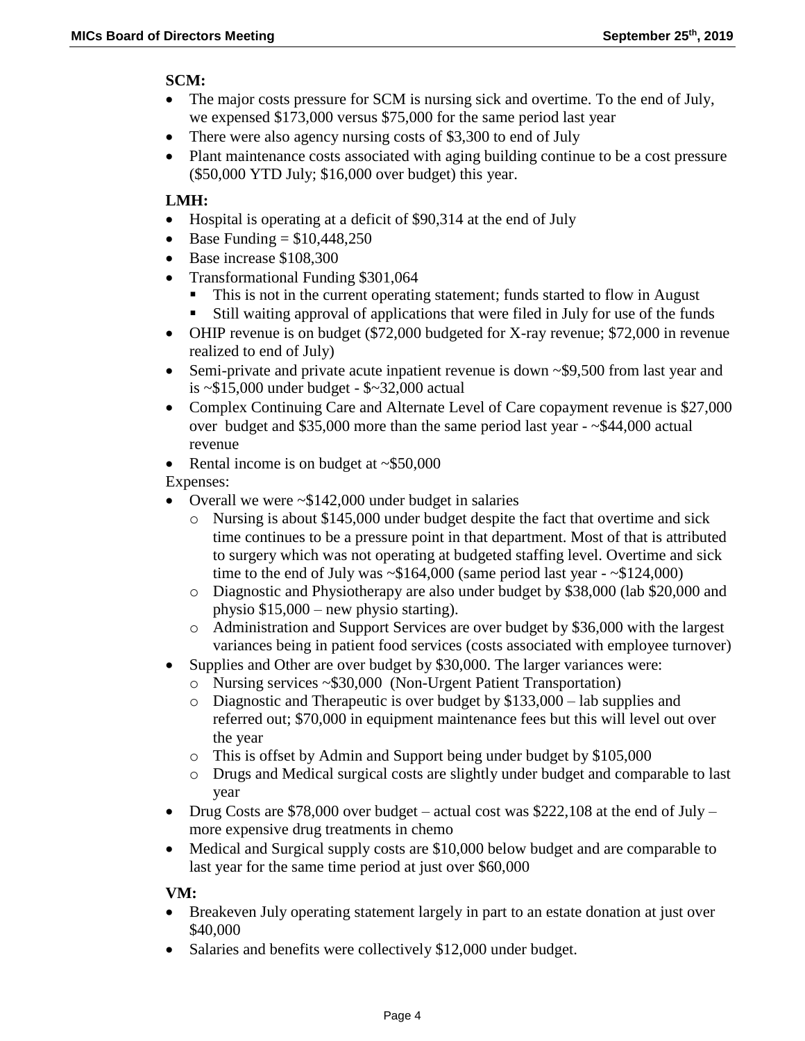**SCM:**

- The major costs pressure for SCM is nursing sick and overtime. To the end of July, we expensed $173,000 versus $75,000 for the same period last year
- There were also agency nursing costs of $3,300 to end of July
- Plant maintenance costs associated with aging building continue to be a cost pressure ($50,000 YTD July; $16,000 over budget) this year.

**LMH:**

- Hospital is operating at a deficit of $90,314 at the end of July
- Base Funding = $10,448,250
- Base increase $108,300
- Transformational Funding $301,064
  - This is not in the current operating statement; funds started to flow in August
  - Still waiting approval of applications that were filed in July for use of the funds
- OHIP revenue is on budget ($72,000 budgeted for X-ray revenue; $72,000 in revenue realized to end of July)
- Semi-private and private acute inpatient revenue is down ~$9,500 from last year and is ~$15,000 under budget - $~32,000 actual
- Complex Continuing Care and Alternate Level of Care copayment revenue is $27,000 over budget and $35,000 more than the same period last year - ~$44,000 actual revenue
- Rental income is on budget at ~$50,000

Expenses:

- Overall we were ~$142,000 under budget in salaries
  - Nursing is about $145,000 under budget despite the fact that overtime and sick time continues to be a pressure point in that department. Most of that is attributed to surgery which was not operating at budgeted staffing level. Overtime and sick time to the end of July was ~$164,000 (same period last year - ~$124,000)
  - Diagnostic and Physiotherapy are also under budget by $38,000 (lab $20,000 and physio $15,000 – new physio starting).
  - Administration and Support Services are over budget by $36,000 with the largest variances being in patient food services (costs associated with employee turnover)
- Supplies and Other are over budget by $30,000. The larger variances were:
  - Nursing services ~$30,000 (Non-Urgent Patient Transportation)
  - Diagnostic and Therapeutic is over budget by $133,000 – lab supplies and referred out; $70,000 in equipment maintenance fees but this will level out over the year
  - This is offset by Admin and Support being under budget by $105,000
  - Drugs and Medical surgical costs are slightly under budget and comparable to last year
- Drug Costs are $78,000 over budget – actual cost was $222,108 at the end of July – more expensive drug treatments in chemo
- Medical and Surgical supply costs are $10,000 below budget and are comparable to last year for the same time period at just over $60,000

**VM:**

- Breakeven July operating statement largely in part to an estate donation at just over $40,000
- Salaries and benefits were collectively $12,000 under budget.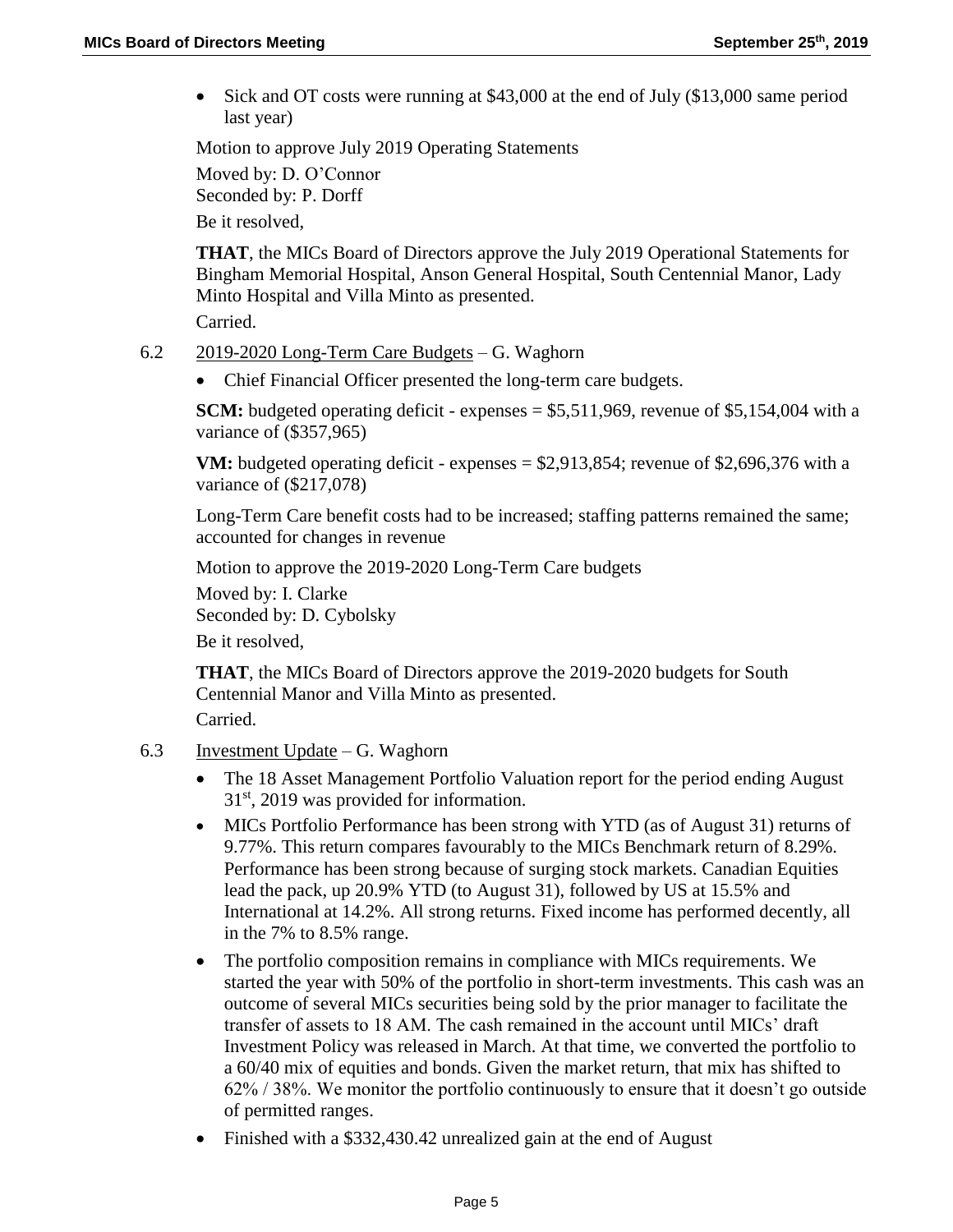- Sick and OT costs were running at $43,000 at the end of July ($13,000 same period last year)

Motion to approve July 2019 Operating Statements

Moved by: D. O'Connor
Seconded by: P. Dorff

Be it resolved,

**THAT**, the MICs Board of Directors approve the July 2019 Operational Statements for Bingham Memorial Hospital, Anson General Hospital, South Centennial Manor, Lady Minto Hospital and Villa Minto as presented.
Carried.

6.2 2019-2020 Long-Term Care Budgets – G. Waghorn

- Chief Financial Officer presented the long-term care budgets.

**SCM:** budgeted operating deficit - expenses = $5,511,969, revenue of $5,154,004 with a variance of ($357,965)

**VM:** budgeted operating deficit - expenses = $2,913,854; revenue of $2,696,376 with a variance of ($217,078)

Long-Term Care benefit costs had to be increased; staffing patterns remained the same; accounted for changes in revenue

Motion to approve the 2019-2020 Long-Term Care budgets

Moved by: I. Clarke
Seconded by: D. Cybolsky

Be it resolved,

**THAT**, the MICs Board of Directors approve the 2019-2020 budgets for South Centennial Manor and Villa Minto as presented.
Carried.

6.3 Investment Update – G. Waghorn

- The 18 Asset Management Portfolio Valuation report for the period ending August 31st, 2019 was provided for information.
- MICs Portfolio Performance has been strong with YTD (as of August 31) returns of 9.77%. This return compares favourably to the MICs Benchmark return of 8.29%. Performance has been strong because of surging stock markets. Canadian Equities lead the pack, up 20.9% YTD (to August 31), followed by US at 15.5% and International at 14.2%. All strong returns. Fixed income has performed decently, all in the 7% to 8.5% range.
- The portfolio composition remains in compliance with MICs requirements. We started the year with 50% of the portfolio in short-term investments. This cash was an outcome of several MICs securities being sold by the prior manager to facilitate the transfer of assets to 18 AM. The cash remained in the account until MICs' draft Investment Policy was released in March. At that time, we converted the portfolio to a 60/40 mix of equities and bonds. Given the market return, that mix has shifted to 62% / 38%. We monitor the portfolio continuously to ensure that it doesn't go outside of permitted ranges.
- Finished with a $332,430.42 unrealized gain at the end of August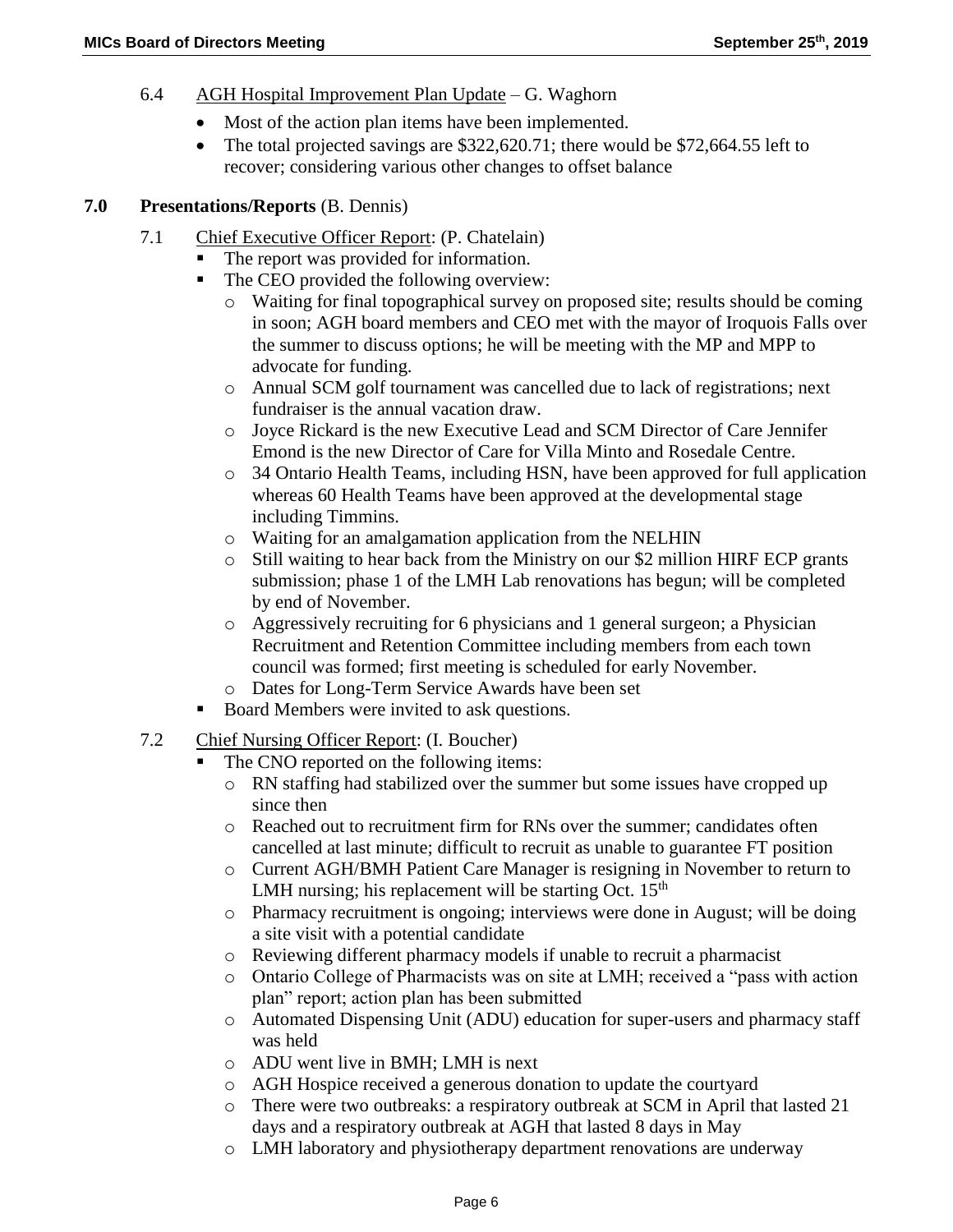6.4 AGH Hospital Improvement Plan Update – G. Waghorn

- Most of the action plan items have been implemented.
- The total projected savings are $322,620.71; there would be $72,664.55 left to recover; considering various other changes to offset balance

## 7.0 Presentations/Reports (B. Dennis)

7.1 Chief Executive Officer Report: (P. Chatelain)

- The report was provided for information.
- The CEO provided the following overview:
  - Waiting for final topographical survey on proposed site; results should be coming in soon; AGH board members and CEO met with the mayor of Iroquois Falls over the summer to discuss options; he will be meeting with the MP and MPP to advocate for funding.
  - Annual SCM golf tournament was cancelled due to lack of registrations; next fundraiser is the annual vacation draw.
  - Joyce Rickard is the new Executive Lead and SCM Director of Care Jennifer Emond is the new Director of Care for Villa Minto and Rosedale Centre.
  - 34 Ontario Health Teams, including HSN, have been approved for full application whereas 60 Health Teams have been approved at the developmental stage including Timmins.
  - Waiting for an amalgamation application from the NELHIN
  - Still waiting to hear back from the Ministry on our $2 million HIRF ECP grants submission; phase 1 of the LMH Lab renovations has begun; will be completed by end of November.
  - Aggressively recruiting for 6 physicians and 1 general surgeon; a Physician Recruitment and Retention Committee including members from each town council was formed; first meeting is scheduled for early November.
  - Dates for Long-Term Service Awards have been set
- Board Members were invited to ask questions.

7.2 Chief Nursing Officer Report: (I. Boucher)

- The CNO reported on the following items:
  - RN staffing had stabilized over the summer but some issues have cropped up since then
  - Reached out to recruitment firm for RNs over the summer; candidates often cancelled at last minute; difficult to recruit as unable to guarantee FT position
  - Current AGH/BMH Patient Care Manager is resigning in November to return to LMH nursing; his replacement will be starting Oct. 15th
  - Pharmacy recruitment is ongoing; interviews were done in August; will be doing a site visit with a potential candidate
  - Reviewing different pharmacy models if unable to recruit a pharmacist
  - Ontario College of Pharmacists was on site at LMH; received a "pass with action plan" report; action plan has been submitted
  - Automated Dispensing Unit (ADU) education for super-users and pharmacy staff was held
  - ADU went live in BMH; LMH is next
  - AGH Hospice received a generous donation to update the courtyard
  - There were two outbreaks: a respiratory outbreak at SCM in April that lasted 21 days and a respiratory outbreak at AGH that lasted 8 days in May
  - LMH laboratory and physiotherapy department renovations are underway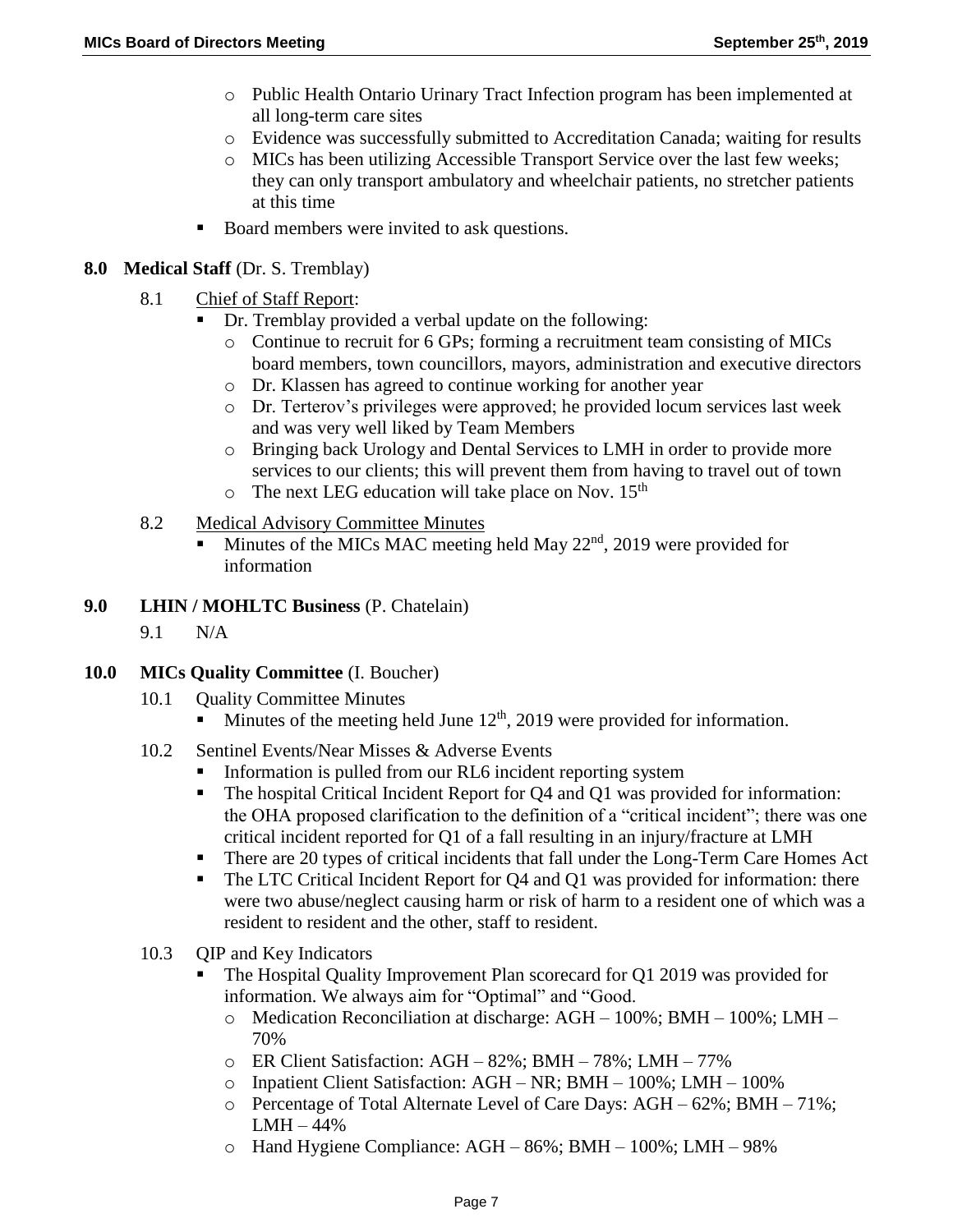- Public Health Ontario Urinary Tract Infection program has been implemented at all long-term care sites
- Evidence was successfully submitted to Accreditation Canada; waiting for results
- MICs has been utilizing Accessible Transport Service over the last few weeks; they can only transport ambulatory and wheelchair patients, no stretcher patients at this time

- Board members were invited to ask questions.

## 8.0 Medical Staff (Dr. S. Tremblay)

8.1 Chief of Staff Report:

- Dr. Tremblay provided a verbal update on the following:
  - Continue to recruit for 6 GPs; forming a recruitment team consisting of MICs board members, town councillors, mayors, administration and executive directors
  - Dr. Klassen has agreed to continue working for another year
  - Dr. Terterov's privileges were approved; he provided locum services last week and was very well liked by Team Members
  - Bringing back Urology and Dental Services to LMH in order to provide more services to our clients; this will prevent them from having to travel out of town
  - The next LEG education will take place on Nov. 15th

8.2 Medical Advisory Committee Minutes

- Minutes of the MICs MAC meeting held May 22nd, 2019 were provided for information

## 9.0 LHIN / MOHLTC Business (P. Chatelain)

9.1 N/A

## 10.0 MICs Quality Committee (I. Boucher)

10.1 Quality Committee Minutes

- Minutes of the meeting held June 12th, 2019 were provided for information.

10.2 Sentinel Events/Near Misses & Adverse Events

- Information is pulled from our RL6 incident reporting system
- The hospital Critical Incident Report for Q4 and Q1 was provided for information: the OHA proposed clarification to the definition of a "critical incident"; there was one critical incident reported for Q1 of a fall resulting in an injury/fracture at LMH
- There are 20 types of critical incidents that fall under the Long-Term Care Homes Act
- The LTC Critical Incident Report for Q4 and Q1 was provided for information: there were two abuse/neglect causing harm or risk of harm to a resident one of which was a resident to resident and the other, staff to resident.

10.3 QIP and Key Indicators

- The Hospital Quality Improvement Plan scorecard for Q1 2019 was provided for information. We always aim for "Optimal" and "Good.
  - Medication Reconciliation at discharge: AGH – 100%; BMH – 100%; LMH – 70%
  - ER Client Satisfaction: AGH – 82%; BMH – 78%; LMH – 77%
  - Inpatient Client Satisfaction: AGH – NR; BMH – 100%; LMH – 100%
  - Percentage of Total Alternate Level of Care Days: AGH – 62%; BMH – 71%; LMH – 44%
  - Hand Hygiene Compliance: AGH – 86%; BMH – 100%; LMH – 98%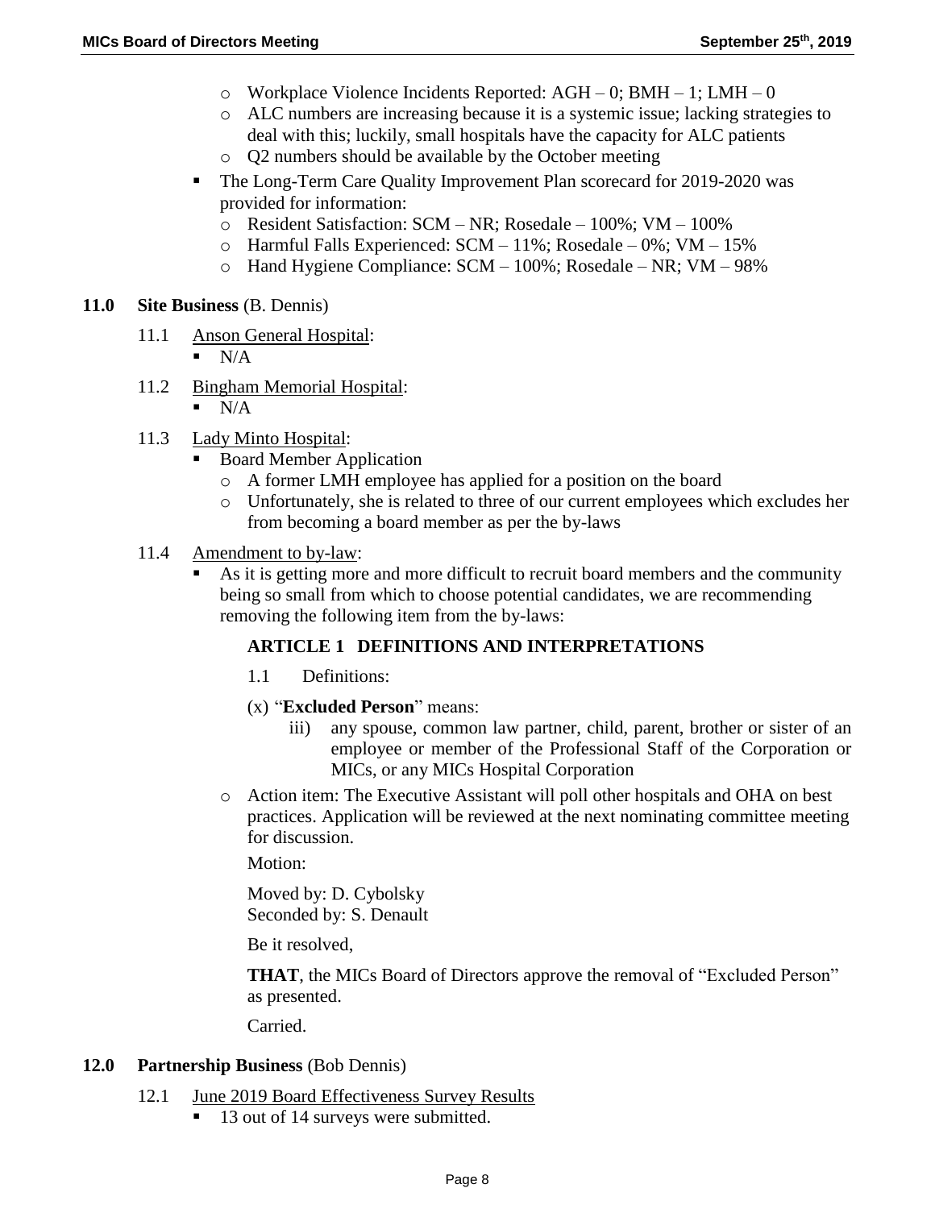- Workplace Violence Incidents Reported: AGH – 0; BMH – 1; LMH – 0
  - ALC numbers are increasing because it is a systemic issue; lacking strategies to deal with this; luckily, small hospitals have the capacity for ALC patients
  - Q2 numbers should be available by the October meeting
- The Long-Term Care Quality Improvement Plan scorecard for 2019-2020 was provided for information:
  - Resident Satisfaction: SCM – NR; Rosedale – 100%; VM – 100%
  - Harmful Falls Experienced: SCM – 11%; Rosedale – 0%; VM – 15%
  - Hand Hygiene Compliance: SCM – 100%; Rosedale – NR; VM – 98%

## 11.0 Site Business (B. Dennis)

11.1 Anson General Hospital:

- N/A

11.2 Bingham Memorial Hospital:

- N/A

11.3 Lady Minto Hospital:

- Board Member Application
  - A former LMH employee has applied for a position on the board
  - Unfortunately, she is related to three of our current employees which excludes her from becoming a board member as per the by-laws

11.4 Amendment to by-law:

- As it is getting more and more difficult to recruit board members and the community being so small from which to choose potential candidates, we are recommending removing the following item from the by-laws:

  **ARTICLE 1 DEFINITIONS AND INTERPRETATIONS**

  1.1 Definitions:

  (x) "**Excluded Person**" means:

  iii) any spouse, common law partner, child, parent, brother or sister of an employee or member of the Professional Staff of the Corporation or MICs, or any MICs Hospital Corporation

  - Action item: The Executive Assistant will poll other hospitals and OHA on best practices. Application will be reviewed at the next nominating committee meeting for discussion.

  Motion:

  Moved by: D. Cybolsky
  Seconded by: S. Denault

  Be it resolved,

  **THAT**, the MICs Board of Directors approve the removal of "Excluded Person" as presented.

  Carried.

## 12.0 Partnership Business (Bob Dennis)

12.1 June 2019 Board Effectiveness Survey Results

- 13 out of 14 surveys were submitted.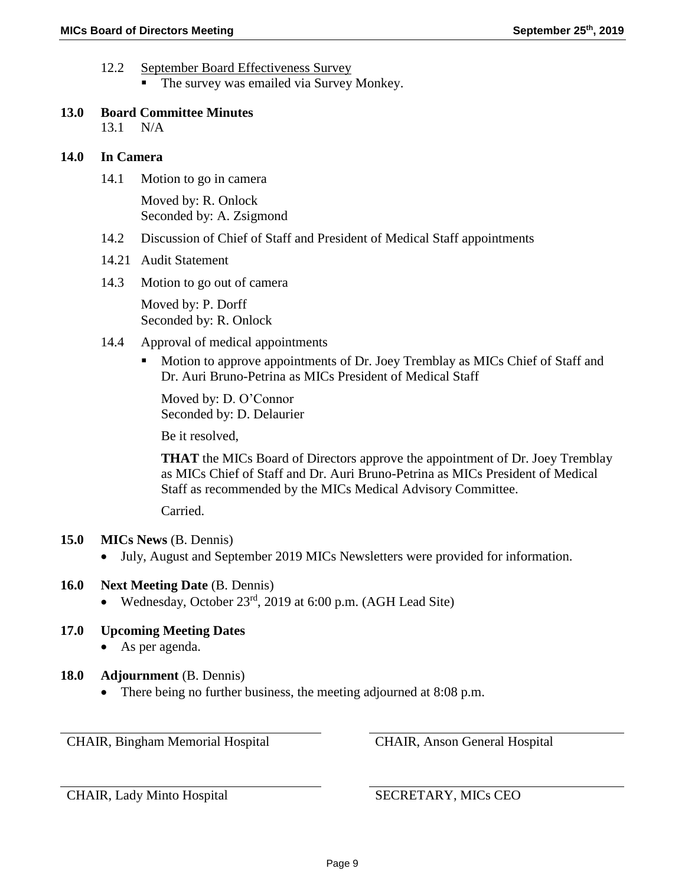12.2 September Board Effectiveness Survey

- The survey was emailed via Survey Monkey.

## 13.0 Board Committee Minutes

13.1 N/A

## 14.0 In Camera

14.1 Motion to go in camera

Moved by: R. Onlock
Seconded by: A. Zsigmond

14.2 Discussion of Chief of Staff and President of Medical Staff appointments

14.21 Audit Statement

14.3 Motion to go out of camera

Moved by: P. Dorff
Seconded by: R. Onlock

14.4 Approval of medical appointments

- Motion to approve appointments of Dr. Joey Tremblay as MICs Chief of Staff and Dr. Auri Bruno-Petrina as MICs President of Medical Staff

  Moved by: D. O'Connor
  Seconded by: D. Delaurier

  Be it resolved,

  **THAT** the MICs Board of Directors approve the appointment of Dr. Joey Tremblay as MICs Chief of Staff and Dr. Auri Bruno-Petrina as MICs President of Medical Staff as recommended by the MICs Medical Advisory Committee.

  Carried.

## 15.0 MICs News (B. Dennis)

- July, August and September 2019 MICs Newsletters were provided for information.

## 16.0 Next Meeting Date (B. Dennis)

- Wednesday, October 23rd, 2019 at 6:00 p.m. (AGH Lead Site)

## 17.0 Upcoming Meeting Dates

- As per agenda.

## 18.0 Adjournment (B. Dennis)

- There being no further business, the meeting adjourned at 8:08 p.m.

CHAIR, Bingham Memorial Hospital

CHAIR, Anson General Hospital

CHAIR, Lady Minto Hospital

SECRETARY, MICs CEO